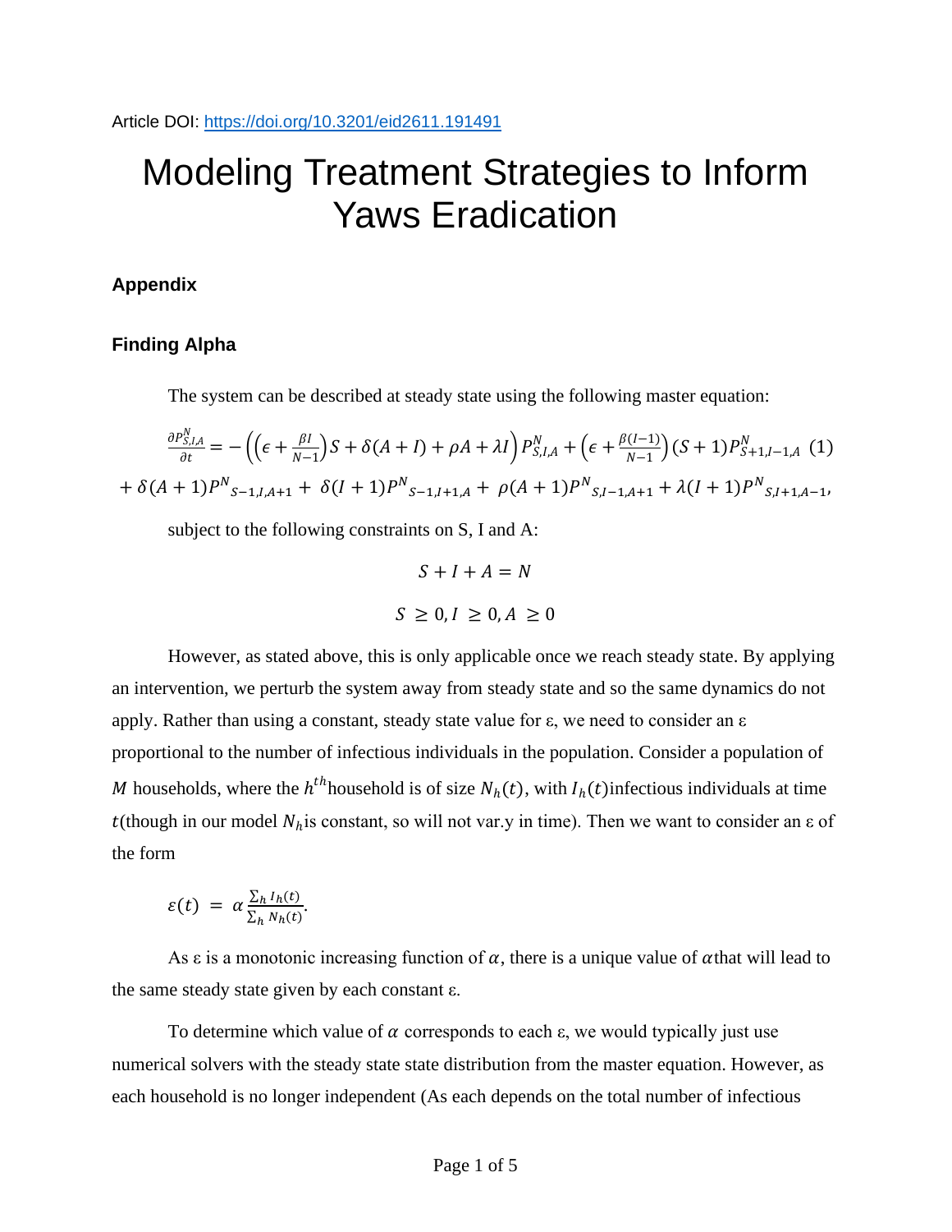Article DOI: https://doi.org/10.3201/eid2611.191491

# Modeling Treatment Strategies to Inform Yaws Eradication

## Appendix

### Finding Alpha

The system can be described at steady state using the following master equation:

$$\frac{\partial P^N_{S,I,A}}{\partial t} = -\left(\left(\epsilon + \frac{\beta I}{N-1}\right)S + \delta(A+I) + \rho A + \lambda I\right)P^N_{S,I,A} + \left(\epsilon + \frac{\beta(I-1)}{N-1}\right)(S+1)P^N_{S+1,I-1,A} \quad (1)$$

$$+ \delta(A+1){P^N}_{S-1,I,A+1} + \delta(I+1){P^N}_{S-1,I+1,A} + \rho(A+1){P^N}_{S,I-1,A+1} + \lambda(I+1){P^N}_{S,I+1,A-1},$$

subject to the following constraints on S, I and A:

$$S + I + A = N$$

$$S \geq 0, I \geq 0, A \geq 0$$

However, as stated above, this is only applicable once we reach steady state. By applying an intervention, we perturb the system away from steady state and so the same dynamics do not apply. Rather than using a constant, steady state value for ε, we need to consider an ε proportional to the number of infectious individuals in the population. Consider a population of $M$ households, where the $h^{th}$household is of size $N_h(t)$, with $I_h(t)$infectious individuals at time $t$(though in our model $N_h$is constant, so will not var.y in time). Then we want to consider an ε of the form

$$\varepsilon(t) = \alpha \frac{\sum_h I_h(t)}{\sum_h N_h(t)}.$$

As ε is a monotonic increasing function of $\alpha$, there is a unique value of $\alpha$that will lead to the same steady state given by each constant ε.

To determine which value of $\alpha$ corresponds to each ε, we would typically just use numerical solvers with the steady state state distribution from the master equation. However, as each household is no longer independent (As each depends on the total number of infectious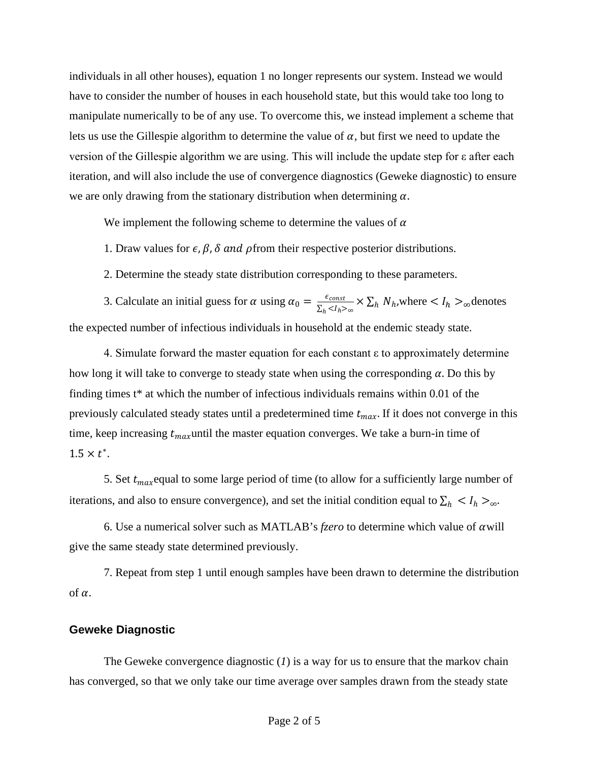individuals in all other houses), equation 1 no longer represents our system. Instead we would have to consider the number of houses in each household state, but this would take too long to manipulate numerically to be of any use. To overcome this, we instead implement a scheme that lets us use the Gillespie algorithm to determine the value of $\alpha$, but first we need to update the version of the Gillespie algorithm we are using. This will include the update step for ε after each iteration, and will also include the use of convergence diagnostics (Geweke diagnostic) to ensure we are only drawing from the stationary distribution when determining $\alpha$.

We implement the following scheme to determine the values of $\alpha$

1. Draw values for $\epsilon, \beta, \delta$ *and* $\rho$ from their respective posterior distributions.

2. Determine the steady state distribution corresponding to these parameters.

3. Calculate an initial guess for $\alpha$ using $\alpha_0 = \frac{\epsilon_{const}}{\sum_h <I_h>_\infty} \times \sum_h N_h$, where $<I_h>_\infty$ denotes the expected number of infectious individuals in household at the endemic steady state.

4. Simulate forward the master equation for each constant ε to approximately determine how long it will take to converge to steady state when using the corresponding $\alpha$. Do this by finding times t* at which the number of infectious individuals remains within 0.01 of the previously calculated steady states until a predetermined time $t_{max}$. If it does not converge in this time, keep increasing $t_{max}$ until the master equation converges. We take a burn-in time of $1.5 \times t^*$.

5. Set $t_{max}$ equal to some large period of time (to allow for a sufficiently large number of iterations, and also to ensure convergence), and set the initial condition equal to $\sum_h <I_h>_\infty$.

6. Use a numerical solver such as MATLAB's *fzero* to determine which value of $\alpha$ will give the same steady state determined previously.

7. Repeat from step 1 until enough samples have been drawn to determine the distribution of $\alpha$.

## Geweke Diagnostic

The Geweke convergence diagnostic (*1*) is a way for us to ensure that the markov chain has converged, so that we only take our time average over samples drawn from the steady state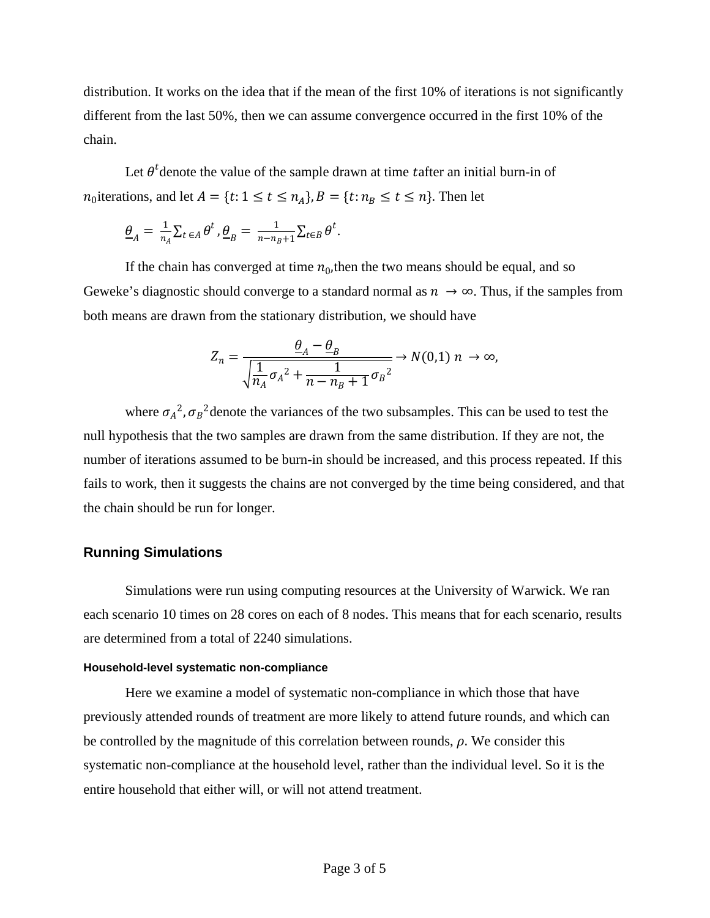distribution. It works on the idea that if the mean of the first 10% of iterations is not significantly different from the last 50%, then we can assume convergence occurred in the first 10% of the chain.

Let $\theta^t$denote the value of the sample drawn at time $t$after an initial burn-in of $n_0$iterations, and let $A = \{t: 1 \leq t \leq n_A\}, B = \{t: n_B \leq t \leq n\}$. Then let

$$\underline{\theta}_A = \frac{1}{n_A}\sum_{t \in A} \theta^t, \underline{\theta}_B = \frac{1}{n - n_B + 1}\sum_{t \in B} \theta^t.$$

If the chain has converged at time $n_0$,then the two means should be equal, and so Geweke's diagnostic should converge to a standard normal as $n \to \infty$. Thus, if the samples from both means are drawn from the stationary distribution, we should have

$$Z_n = \frac{\underline{\theta}_A - \underline{\theta}_B}{\sqrt{\frac{1}{n_A}{\sigma_A}^2 + \frac{1}{n - n_B + 1}{\sigma_B}^2}} \to N(0,1)\ n \to \infty,$$

where ${\sigma_A}^2, {\sigma_B}^2$denote the variances of the two subsamples. This can be used to test the null hypothesis that the two samples are drawn from the same distribution. If they are not, the number of iterations assumed to be burn-in should be increased, and this process repeated. If this fails to work, then it suggests the chains are not converged by the time being considered, and that the chain should be run for longer.

## Running Simulations

Simulations were run using computing resources at the University of Warwick. We ran each scenario 10 times on 28 cores on each of 8 nodes. This means that for each scenario, results are determined from a total of 2240 simulations.

### Household-level systematic non-compliance

Here we examine a model of systematic non-compliance in which those that have previously attended rounds of treatment are more likely to attend future rounds, and which can be controlled by the magnitude of this correlation between rounds, $\rho$. We consider this systematic non-compliance at the household level, rather than the individual level. So it is the entire household that either will, or will not attend treatment.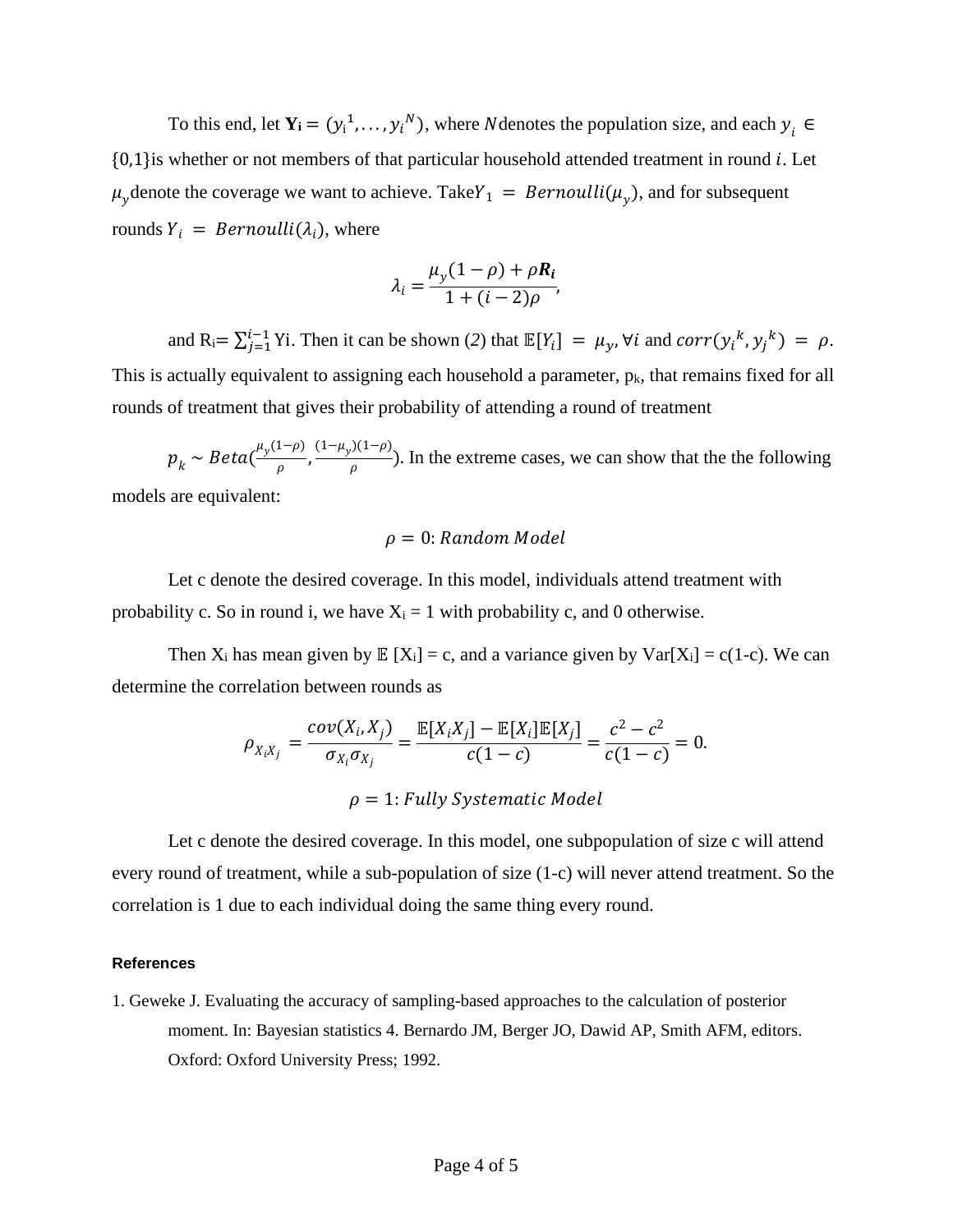To this end, let $\mathbf{Y_i} = (y_i^1, \ldots, y_i^N)$, where $N$ denotes the population size, and each $y_i \in \{0,1\}$ is whether or not members of that particular household attended treatment in round $i$. Let $\mu_y$ denote the coverage we want to achieve. Take $Y_1 = Bernoulli(\mu_y)$, and for subsequent rounds $Y_i = Bernoulli(\lambda_i)$, where

$$\lambda_i = \frac{\mu_y(1-\rho) + \rho \boldsymbol{R_i}}{1 + (i-2)\rho},$$

and $R_i = \sum_{j=1}^{i-1} Y_i$. Then it can be shown (*2*) that $\mathbb{E}[Y_i] = \mu_y, \forall i$ and $corr(y_i{}^k, y_j{}^k) = \rho$. This is actually equivalent to assigning each household a parameter, $p_k$, that remains fixed for all rounds of treatment that gives their probability of attending a round of treatment

$p_k \sim Beta(\frac{\mu_y(1-\rho)}{\rho}, \frac{(1-\mu_y)(1-\rho)}{\rho})$. In the extreme cases, we can show that the the following models are equivalent:

$$\rho = 0: Random\ Model$$

Let c denote the desired coverage. In this model, individuals attend treatment with probability c. So in round i, we have $X_i = 1$ with probability c, and 0 otherwise.

Then $X_i$ has mean given by $\mathbb{E}[X_i] = c$, and a variance given by $Var[X_i] = c(1-c)$. We can determine the correlation between rounds as

$$\rho_{X_iX_j} = \frac{cov(X_i, X_j)}{\sigma_{X_i}\sigma_{X_j}} = \frac{\mathbb{E}[X_iX_j] - \mathbb{E}[X_i]\mathbb{E}[X_j]}{c(1-c)} = \frac{c^2 - c^2}{c(1-c)} = 0.$$

$$\rho = 1: Fully\ Systematic\ Model$$

Let c denote the desired coverage. In this model, one subpopulation of size c will attend every round of treatment, while a sub-population of size (1-c) will never attend treatment. So the correlation is 1 due to each individual doing the same thing every round.

#### References

1. Geweke J. Evaluating the accuracy of sampling-based approaches to the calculation of posterior moment. In: Bayesian statistics 4. Bernardo JM, Berger JO, Dawid AP, Smith AFM, editors. Oxford: Oxford University Press; 1992.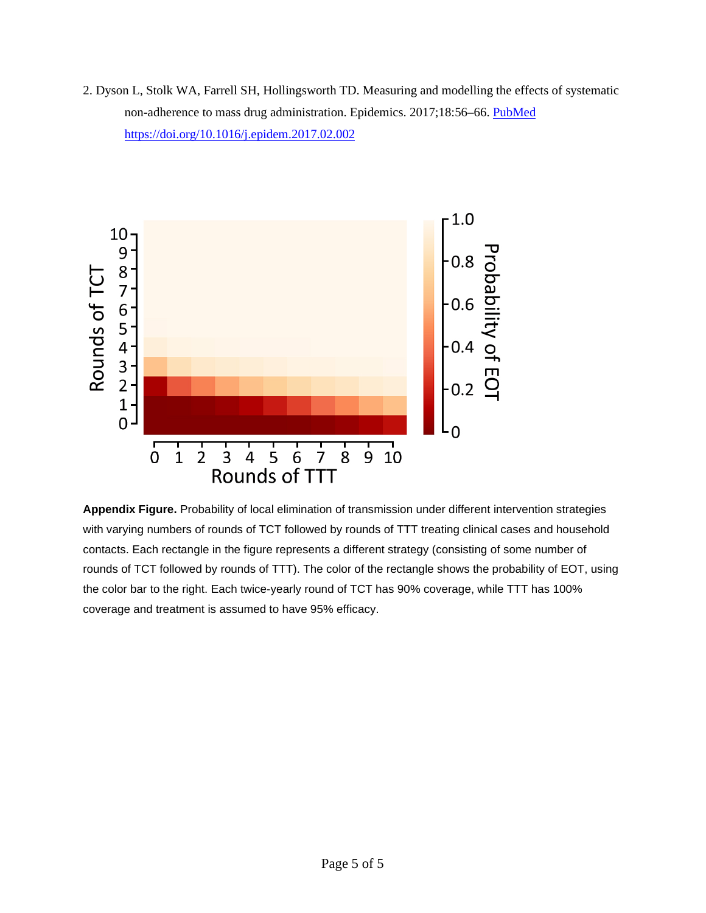2. Dyson L, Stolk WA, Farrell SH, Hollingsworth TD. Measuring and modelling the effects of systematic non-adherence to mass drug administration. Epidemics. 2017;18:56–66. [PubMed](#) https://doi.org/10.1016/j.epidem.2017.02.002

Rounds of TCT
10
9
8
7
6
5
4
3
2
1
0

Rounds of TTT
0 1 2 3 4 5 6 7 8 9 10

Probability of EOT
1.0
0.8
0.6
0.4
0.2
0

**Appendix Figure.** Probability of local elimination of transmission under different intervention strategies with varying numbers of rounds of TCT followed by rounds of TTT treating clinical cases and household contacts. Each rectangle in the figure represents a different strategy (consisting of some number of rounds of TCT followed by rounds of TTT). The color of the rectangle shows the probability of EOT, using the color bar to the right. Each twice-yearly round of TCT has 90% coverage, while TTT has 100% coverage and treatment is assumed to have 95% efficacy.